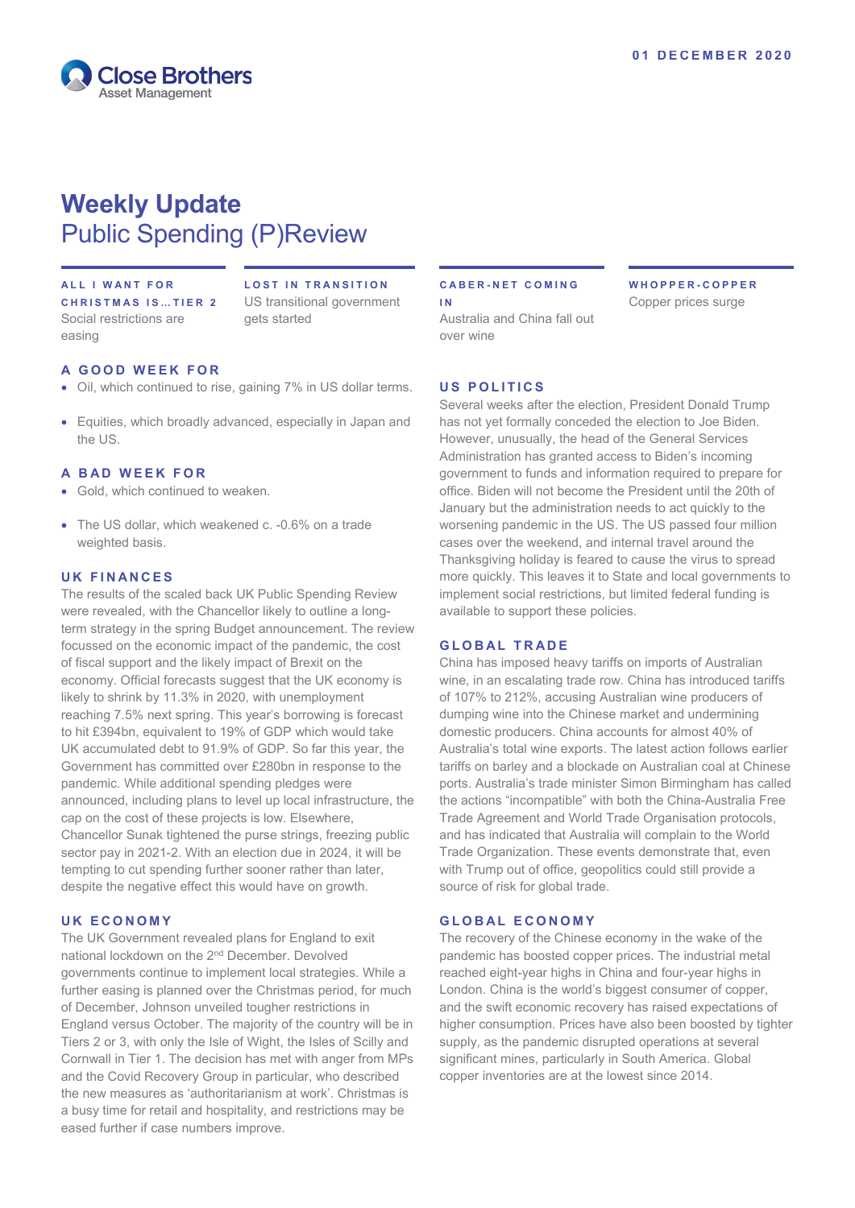Close Brothers Asset Management

01 DECEMBER 2020

# Weekly Update
## Public Spending (P)Review

**ALL I WANT FOR CHRISTMAS IS…TIER 2**
Social restrictions are easing

**LOST IN TRANSITION**
US transitional government gets started

**CABER-NET COMING IN**
Australia and China fall out over wine

**WHOPPER-COPPER**
Copper prices surge

### A GOOD WEEK FOR

- Oil, which continued to rise, gaining 7% in US dollar terms.
- Equities, which broadly advanced, especially in Japan and the US.

### A BAD WEEK FOR

- Gold, which continued to weaken.
- The US dollar, which weakened c. -0.6% on a trade weighted basis.

### UK FINANCES

The results of the scaled back UK Public Spending Review were revealed, with the Chancellor likely to outline a long-term strategy in the spring Budget announcement. The review focussed on the economic impact of the pandemic, the cost of fiscal support and the likely impact of Brexit on the economy. Official forecasts suggest that the UK economy is likely to shrink by 11.3% in 2020, with unemployment reaching 7.5% next spring. This year's borrowing is forecast to hit £394bn, equivalent to 19% of GDP which would take UK accumulated debt to 91.9% of GDP. So far this year, the Government has committed over £280bn in response to the pandemic. While additional spending pledges were announced, including plans to level up local infrastructure, the cap on the cost of these projects is low. Elsewhere, Chancellor Sunak tightened the purse strings, freezing public sector pay in 2021-2. With an election due in 2024, it will be tempting to cut spending further sooner rather than later, despite the negative effect this would have on growth.

### UK ECONOMY

The UK Government revealed plans for England to exit national lockdown on the 2nd December. Devolved governments continue to implement local strategies. While a further easing is planned over the Christmas period, for much of December, Johnson unveiled tougher restrictions in England versus October. The majority of the country will be in Tiers 2 or 3, with only the Isle of Wight, the Isles of Scilly and Cornwall in Tier 1. The decision has met with anger from MPs and the Covid Recovery Group in particular, who described the new measures as 'authoritarianism at work'. Christmas is a busy time for retail and hospitality, and restrictions may be eased further if case numbers improve.

### US POLITICS

Several weeks after the election, President Donald Trump has not yet formally conceded the election to Joe Biden. However, unusually, the head of the General Services Administration has granted access to Biden's incoming government to funds and information required to prepare for office. Biden will not become the President until the 20th of January but the administration needs to act quickly to the worsening pandemic in the US. The US passed four million cases over the weekend, and internal travel around the Thanksgiving holiday is feared to cause the virus to spread more quickly. This leaves it to State and local governments to implement social restrictions, but limited federal funding is available to support these policies.

### GLOBAL TRADE

China has imposed heavy tariffs on imports of Australian wine, in an escalating trade row. China has introduced tariffs of 107% to 212%, accusing Australian wine producers of dumping wine into the Chinese market and undermining domestic producers. China accounts for almost 40% of Australia's total wine exports. The latest action follows earlier tariffs on barley and a blockade on Australian coal at Chinese ports. Australia's trade minister Simon Birmingham has called the actions "incompatible" with both the China-Australia Free Trade Agreement and World Trade Organisation protocols, and has indicated that Australia will complain to the World Trade Organization. These events demonstrate that, even with Trump out of office, geopolitics could still provide a source of risk for global trade.

### GLOBAL ECONOMY

The recovery of the Chinese economy in the wake of the pandemic has boosted copper prices. The industrial metal reached eight-year highs in China and four-year highs in London. China is the world's biggest consumer of copper, and the swift economic recovery has raised expectations of higher consumption. Prices have also been boosted by tighter supply, as the pandemic disrupted operations at several significant mines, particularly in South America. Global copper inventories are at the lowest since 2014.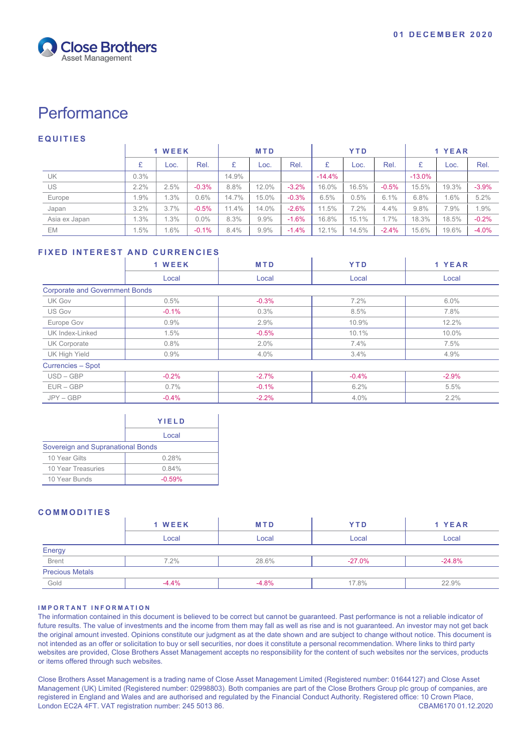01 DECEMBER 2020

Close Brothers Asset Management

# Performance

## EQUITIES

| | 1 WEEK | | | MTD | | | YTD | | | 1 YEAR | | |
|---|---|---|---|---|---|---|---|---|---|---|---|---|
| | £ | Loc. | Rel. | £ | Loc. | Rel. | £ | Loc. | Rel. | £ | Loc. | Rel. |
| UK | 0.3% | | | 14.9% | | | -14.4% | | | -13.0% | | |
| US | 2.2% | 2.5% | -0.3% | 8.8% | 12.0% | -3.2% | 16.0% | 16.5% | -0.5% | 15.5% | 19.3% | -3.9% |
| Europe | 1.9% | 1.3% | 0.6% | 14.7% | 15.0% | -0.3% | 6.5% | 0.5% | 6.1% | 6.8% | 1.6% | 5.2% |
| Japan | 3.2% | 3.7% | -0.5% | 11.4% | 14.0% | -2.6% | 11.5% | 7.2% | 4.4% | 9.8% | 7.9% | 1.9% |
| Asia ex Japan | 1.3% | 1.3% | 0.0% | 8.3% | 9.9% | -1.6% | 16.8% | 15.1% | 1.7% | 18.3% | 18.5% | -0.2% |
| EM | 1.5% | 1.6% | -0.1% | 8.4% | 9.9% | -1.4% | 12.1% | 14.5% | -2.4% | 15.6% | 19.6% | -4.0% |

## FIXED INTEREST AND CURRENCIES

| | 1 WEEK | MTD | YTD | 1 YEAR |
|---|---|---|---|---|
| | Local | Local | Local | Local |
| **Corporate and Government Bonds** | | | | |
| UK Gov | 0.5% | -0.3% | 7.2% | 6.0% |
| US Gov | -0.1% | 0.3% | 8.5% | 7.8% |
| Europe Gov | 0.9% | 2.9% | 10.9% | 12.2% |
| UK Index-Linked | 1.5% | -0.5% | 10.1% | 10.0% |
| UK Corporate | 0.8% | 2.0% | 7.4% | 7.5% |
| UK High Yield | 0.9% | 4.0% | 3.4% | 4.9% |
| **Currencies – Spot** | | | | |
| USD – GBP | -0.2% | -2.7% | -0.4% | -2.9% |
| EUR – GBP | 0.7% | -0.1% | 6.2% | 5.5% |
| JPY – GBP | -0.4% | -2.2% | 4.0% | 2.2% |

| | YIELD |
|---|---|
| | Local |
| **Sovereign and Supranational Bonds** | |
| 10 Year Gilts | 0.28% |
| 10 Year Treasuries | 0.84% |
| 10 Year Bunds | -0.59% |

## COMMODITIES

| | 1 WEEK | MTD | YTD | 1 YEAR |
|---|---|---|---|---|
| | Local | Local | Local | Local |
| **Energy** | | | | |
| Brent | 7.2% | 28.6% | -27.0% | -24.8% |
| **Precious Metals** | | | | |
| Gold | -4.4% | -4.8% | 17.8% | 22.9% |

### IMPORTANT INFORMATION

The information contained in this document is believed to be correct but cannot be guaranteed. Past performance is not a reliable indicator of future results. The value of investments and the income from them may fall as well as rise and is not guaranteed. An investor may not get back the original amount invested. Opinions constitute our judgment as at the date shown and are subject to change without notice. This document is not intended as an offer or solicitation to buy or sell securities, nor does it constitute a personal recommendation. Where links to third party websites are provided, Close Brothers Asset Management accepts no responsibility for the content of such websites nor the services, products or items offered through such websites.

Close Brothers Asset Management is a trading name of Close Asset Management Limited (Registered number: 01644127) and Close Asset Management (UK) Limited (Registered number: 02998803). Both companies are part of the Close Brothers Group plc group of companies, are registered in England and Wales and are authorised and regulated by the Financial Conduct Authority. Registered office: 10 Crown Place, London EC2A 4FT. VAT registration number: 245 5013 86. CBAM6170 01.12.2020